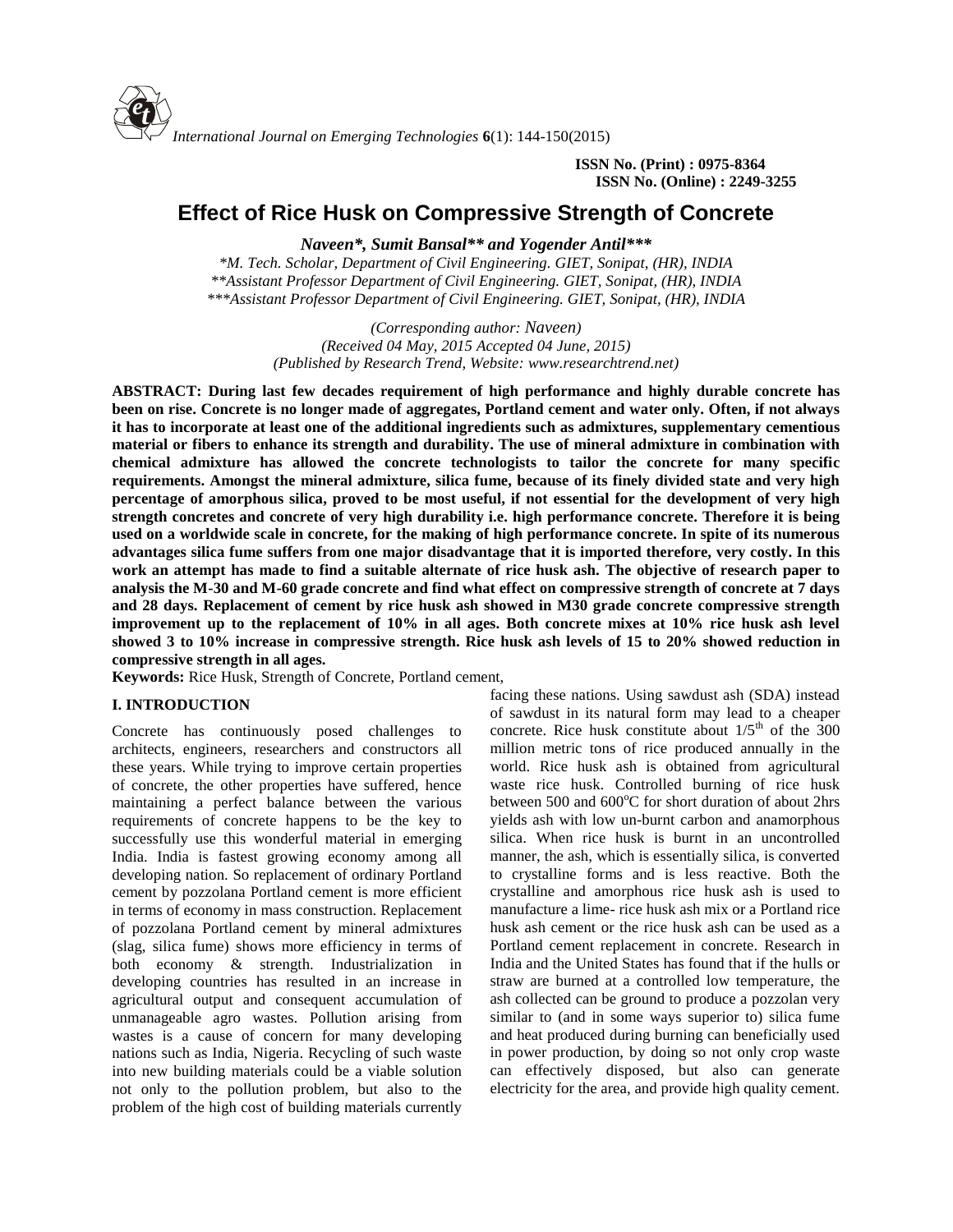ISSN No. (Print) : 0975-8364
ISSN No. (Online) : 2249-3255

# Effect of Rice Husk on Compressive Strength of Concrete

***Naveen\*, Sumit Bansal\*\* and Yogender Antil\*\*\****

*\*M. Tech. Scholar, Department of Civil Engineering. GIET, Sonipat, (HR), INDIA*
*\*\*Assistant Professor Department of Civil Engineering. GIET, Sonipat, (HR), INDIA*
*\*\*\*Assistant Professor Department of Civil Engineering. GIET, Sonipat, (HR), INDIA*

*(Corresponding author: Naveen)*
*(Received 04 May, 2015 Accepted 04 June, 2015)*
*(Published by Research Trend, Website: www.researchtrend.net)*

**ABSTRACT: During last few decades requirement of high performance and highly durable concrete has been on rise. Concrete is no longer made of aggregates, Portland cement and water only. Often, if not always it has to incorporate at least one of the additional ingredients such as admixtures, supplementary cementious material or fibers to enhance its strength and durability. The use of mineral admixture in combination with chemical admixture has allowed the concrete technologists to tailor the concrete for many specific requirements. Amongst the mineral admixture, silica fume, because of its finely divided state and very high percentage of amorphous silica, proved to be most useful, if not essential for the development of very high strength concretes and concrete of very high durability i.e. high performance concrete. Therefore it is being used on a worldwide scale in concrete, for the making of high performance concrete. In spite of its numerous advantages silica fume suffers from one major disadvantage that it is imported therefore, very costly. In this work an attempt has made to find a suitable alternate of rice husk ash. The objective of research paper to analysis the M-30 and M-60 grade concrete and find what effect on compressive strength of concrete at 7 days and 28 days. Replacement of cement by rice husk ash showed in M30 grade concrete compressive strength improvement up to the replacement of 10% in all ages. Both concrete mixes at 10% rice husk ash level showed 3 to 10% increase in compressive strength. Rice husk ash levels of 15 to 20% showed reduction in compressive strength in all ages.**

**Keywords:** Rice Husk, Strength of Concrete, Portland cement,

## I. INTRODUCTION

Concrete has continuously posed challenges to architects, engineers, researchers and constructors all these years. While trying to improve certain properties of concrete, the other properties have suffered, hence maintaining a perfect balance between the various requirements of concrete happens to be the key to successfully use this wonderful material in emerging India. India is fastest growing economy among all developing nation. So replacement of ordinary Portland cement by pozzolana Portland cement is more efficient in terms of economy in mass construction. Replacement of pozzolana Portland cement by mineral admixtures (slag, silica fume) shows more efficiency in terms of both economy & strength. Industrialization in developing countries has resulted in an increase in agricultural output and consequent accumulation of unmanageable agro wastes. Pollution arising from wastes is a cause of concern for many developing nations such as India, Nigeria. Recycling of such waste into new building materials could be a viable solution not only to the pollution problem, but also to the problem of the high cost of building materials currently facing these nations. Using sawdust ash (SDA) instead of sawdust in its natural form may lead to a cheaper concrete. Rice husk constitute about $1/5^{th}$ of the 300 million metric tons of rice produced annually in the world. Rice husk ash is obtained from agricultural waste rice husk. Controlled burning of rice husk between 500 and 600°C for short duration of about 2hrs yields ash with low un-burnt carbon and anamorphous silica. When rice husk is burnt in an uncontrolled manner, the ash, which is essentially silica, is converted to crystalline forms and is less reactive. Both the crystalline and amorphous rice husk ash is used to manufacture a lime- rice husk ash mix or a Portland rice husk ash cement or the rice husk ash can be used as a Portland cement replacement in concrete. Research in India and the United States has found that if the hulls or straw are burned at a controlled low temperature, the ash collected can be ground to produce a pozzolan very similar to (and in some ways superior to) silica fume and heat produced during burning can beneficially used in power production, by doing so not only crop waste can effectively disposed, but also can generate electricity for the area, and provide high quality cement.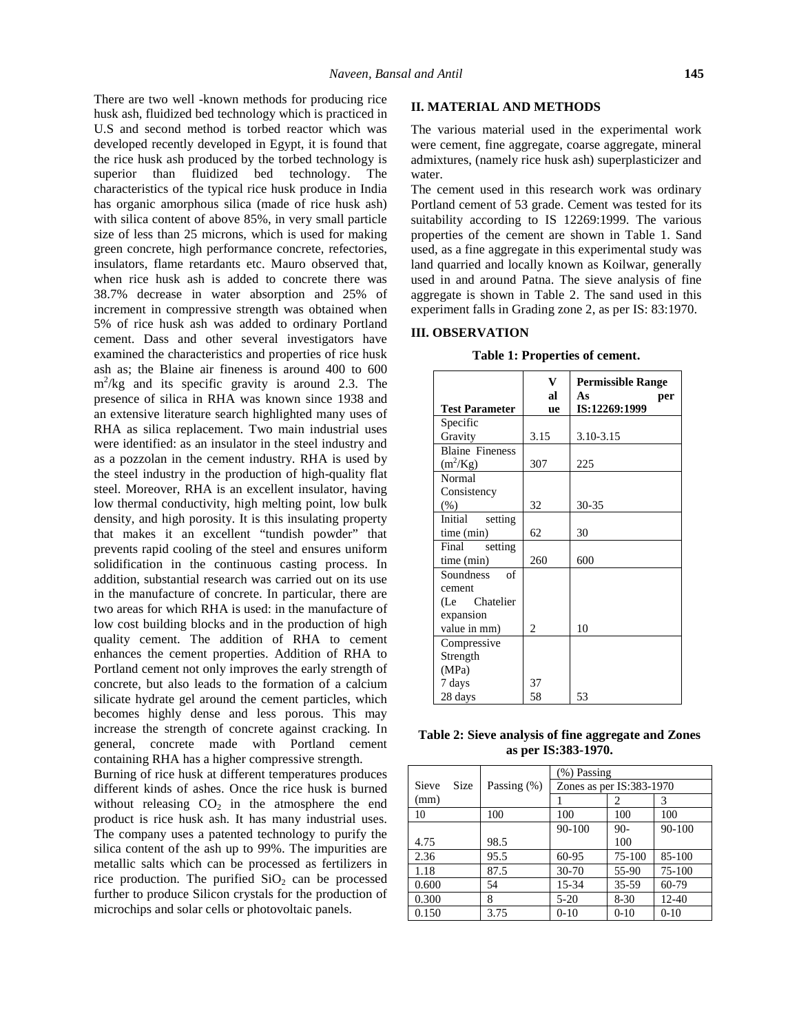There are two well -known methods for producing rice husk ash, fluidized bed technology which is practiced in U.S and second method is torbed reactor which was developed recently developed in Egypt, it is found that the rice husk ash produced by the torbed technology is superior than fluidized bed technology. The characteristics of the typical rice husk produce in India has organic amorphous silica (made of rice husk ash) with silica content of above 85%, in very small particle size of less than 25 microns, which is used for making green concrete, high performance concrete, refectories, insulators, flame retardants etc. Mauro observed that, when rice husk ash is added to concrete there was 38.7% decrease in water absorption and 25% of increment in compressive strength was obtained when 5% of rice husk ash was added to ordinary Portland cement. Dass and other several investigators have examined the characteristics and properties of rice husk ash as; the Blaine air fineness is around 400 to 600 $m^2$/kg and its specific gravity is around 2.3. The presence of silica in RHA was known since 1938 and an extensive literature search highlighted many uses of RHA as silica replacement. Two main industrial uses were identified: as an insulator in the steel industry and as a pozzolan in the cement industry. RHA is used by the steel industry in the production of high-quality flat steel. Moreover, RHA is an excellent insulator, having low thermal conductivity, high melting point, low bulk density, and high porosity. It is this insulating property that makes it an excellent "tundish powder" that prevents rapid cooling of the steel and ensures uniform solidification in the continuous casting process. In addition, substantial research was carried out on its use in the manufacture of concrete. In particular, there are two areas for which RHA is used: in the manufacture of low cost building blocks and in the production of high quality cement. The addition of RHA to cement enhances the cement properties. Addition of RHA to Portland cement not only improves the early strength of concrete, but also leads to the formation of a calcium silicate hydrate gel around the cement particles, which becomes highly dense and less porous. This may increase the strength of concrete against cracking. In general, concrete made with Portland cement containing RHA has a higher compressive strength.

Burning of rice husk at different temperatures produces different kinds of ashes. Once the rice husk is burned without releasing $CO_2$ in the atmosphere the end product is rice husk ash. It has many industrial uses. The company uses a patented technology to purify the silica content of the ash up to 99%. The impurities are metallic salts which can be processed as fertilizers in rice production. The purified $SiO_2$ can be processed further to produce Silicon crystals for the production of microchips and solar cells or photovoltaic panels.

## II. MATERIAL AND METHODS

The various material used in the experimental work were cement, fine aggregate, coarse aggregate, mineral admixtures, (namely rice husk ash) superplasticizer and water.

The cement used in this research work was ordinary Portland cement of 53 grade. Cement was tested for its suitability according to IS 12269:1999. The various properties of the cement are shown in Table 1. Sand used, as a fine aggregate in this experimental study was land quarried and locally known as Koilwar, generally used in and around Patna. The sieve analysis of fine aggregate is shown in Table 2. The sand used in this experiment falls in Grading zone 2, as per IS: 83:1970.

## III. OBSERVATION

**Table 1: Properties of cement.**

| Test Parameter | Value | Permissible Range As per IS:12269:1999 |
|---|---|---|
| Specific Gravity | 3.15 | 3.10-3.15 |
| Blaine Fineness ($m^2$/Kg) | 307 | 225 |
| Normal Consistency (%) | 32 | 30-35 |
| Initial setting time (min) | 62 | 30 |
| Final setting time (min) | 260 | 600 |
| Soundness of cement (Le Chatelier expansion value in mm) | 2 | 10 |
| Compressive Strength (MPa) | | |
| 7 days | 37 | |
| 28 days | 58 | 53 |

**Table 2: Sieve analysis of fine aggregate and Zones as per IS:383-1970.**

| Sieve Size (mm) | Passing (%) | (%) Passing Zones as per IS:383-1970 | | |
|---|---|---|---|---|
| | | 1 | 2 | 3 |
| 10 | 100 | 100 | 100 | 100 |
| 4.75 | 98.5 | 90-100 | 90-100 | 90-100 |
| 2.36 | 95.5 | 60-95 | 75-100 | 85-100 |
| 1.18 | 87.5 | 30-70 | 55-90 | 75-100 |
| 0.600 | 54 | 15-34 | 35-59 | 60-79 |
| 0.300 | 8 | 5-20 | 8-30 | 12-40 |
| 0.150 | 3.75 | 0-10 | 0-10 | 0-10 |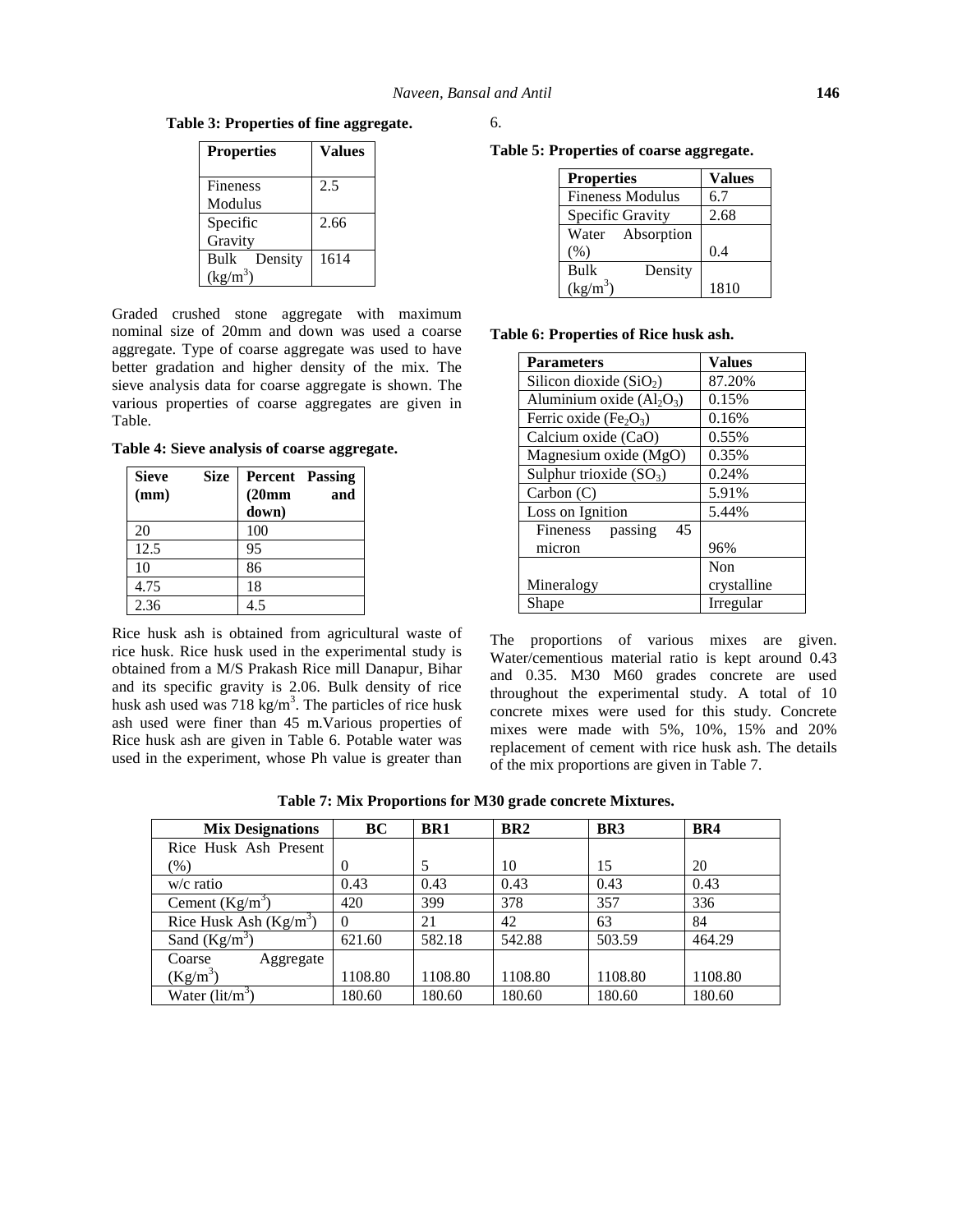**Table 3: Properties of fine aggregate.**

| Properties | Values |
|---|---|
| Fineness Modulus | 2.5 |
| Specific Gravity | 2.66 |
| Bulk Density (kg/m$^3$) | 1614 |

Graded crushed stone aggregate with maximum nominal size of 20mm and down was used a coarse aggregate. Type of coarse aggregate was used to have better gradation and higher density of the mix. The sieve analysis data for coarse aggregate is shown. The various properties of coarse aggregates are given in Table.

**Table 4: Sieve analysis of coarse aggregate.**

| Sieve Size (mm) | Percent Passing (20mm and down) |
|---|---|
| 20 | 100 |
| 12.5 | 95 |
| 10 | 86 |
| 4.75 | 18 |
| 2.36 | 4.5 |

Rice husk ash is obtained from agricultural waste of rice husk. Rice husk used in the experimental study is obtained from a M/S Prakash Rice mill Danapur, Bihar and its specific gravity is 2.06. Bulk density of rice husk ash used was 718 kg/m$^3$. The particles of rice husk ash used were finer than 45 m.Various properties of Rice husk ash are given in Table 6. Potable water was used in the experiment, whose Ph value is greater than 6.

**Table 5: Properties of coarse aggregate.**

| Properties | Values |
|---|---|
| Fineness Modulus | 6.7 |
| Specific Gravity | 2.68 |
| Water Absorption (%) | 0.4 |
| Bulk Density (kg/m$^3$) | 1810 |

**Table 6: Properties of Rice husk ash.**

| Parameters | Values |
|---|---|
| Silicon dioxide ($SiO_2$) | 87.20% |
| Aluminium oxide ($Al_2O_3$) | 0.15% |
| Ferric oxide ($Fe_2O_3$) | 0.16% |
| Calcium oxide (CaO) | 0.55% |
| Magnesium oxide (MgO) | 0.35% |
| Sulphur trioxide ($SO_3$) | 0.24% |
| Carbon (C) | 5.91% |
| Loss on Ignition | 5.44% |
| Fineness passing 45 micron | 96% |
| Mineralogy | Non crystalline |
| Shape | Irregular |

The proportions of various mixes are given. Water/cementious material ratio is kept around 0.43 and 0.35. M30 M60 grades concrete are used throughout the experimental study. A total of 10 concrete mixes were used for this study. Concrete mixes were made with 5%, 10%, 15% and 20% replacement of cement with rice husk ash. The details of the mix proportions are given in Table 7.

**Table 7: Mix Proportions for M30 grade concrete Mixtures.**

| Mix Designations | BC | BR1 | BR2 | BR3 | BR4 |
|---|---|---|---|---|---|
| Rice Husk Ash Present (%) | 0 | 5 | 10 | 15 | 20 |
| w/c ratio | 0.43 | 0.43 | 0.43 | 0.43 | 0.43 |
| Cement (Kg/m$^3$) | 420 | 399 | 378 | 357 | 336 |
| Rice Husk Ash (Kg/m$^3$) | 0 | 21 | 42 | 63 | 84 |
| Sand (Kg/m$^3$) | 621.60 | 582.18 | 542.88 | 503.59 | 464.29 |
| Coarse Aggregate (Kg/m$^3$) | 1108.80 | 1108.80 | 1108.80 | 1108.80 | 1108.80 |
| Water (lit/m$^3$) | 180.60 | 180.60 | 180.60 | 180.60 | 180.60 |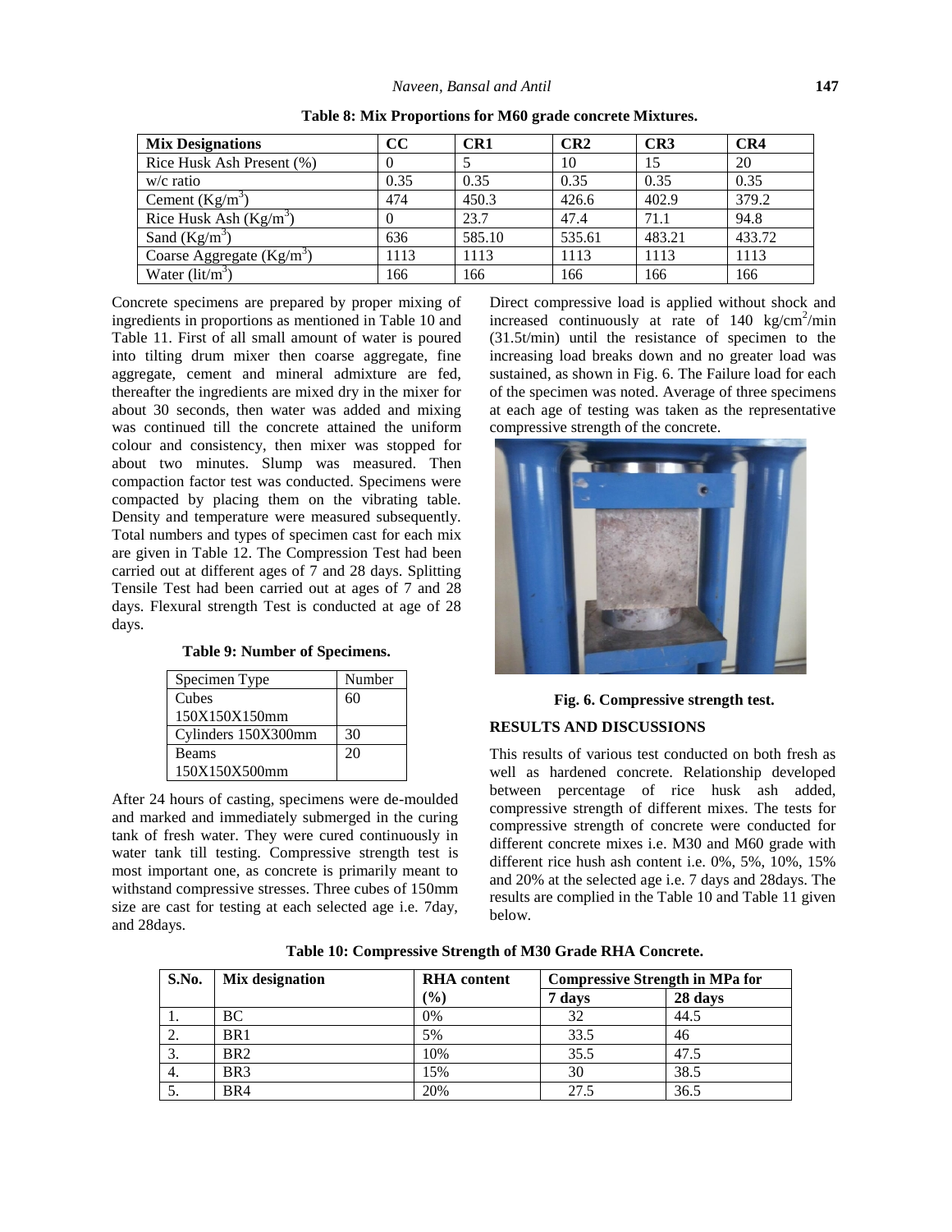**Table 8: Mix Proportions for M60 grade concrete Mixtures.**

| Mix Designations | CC | CR1 | CR2 | CR3 | CR4 |
|---|---|---|---|---|---|
| Rice Husk Ash Present (%) | 0 | 5 | 10 | 15 | 20 |
| w/c ratio | 0.35 | 0.35 | 0.35 | 0.35 | 0.35 |
| Cement ($Kg/m^3$) | 474 | 450.3 | 426.6 | 402.9 | 379.2 |
| Rice Husk Ash ($Kg/m^3$) | 0 | 23.7 | 47.4 | 71.1 | 94.8 |
| Sand ($Kg/m^3$) | 636 | 585.10 | 535.61 | 483.21 | 433.72 |
| Coarse Aggregate ($Kg/m^3$) | 1113 | 1113 | 1113 | 1113 | 1113 |
| Water ($lit/m^3$) | 166 | 166 | 166 | 166 | 166 |

Concrete specimens are prepared by proper mixing of ingredients in proportions as mentioned in Table 10 and Table 11. First of all small amount of water is poured into tilting drum mixer then coarse aggregate, fine aggregate, cement and mineral admixture are fed, thereafter the ingredients are mixed dry in the mixer for about 30 seconds, then water was added and mixing was continued till the concrete attained the uniform colour and consistency, then mixer was stopped for about two minutes. Slump was measured. Then compaction factor test was conducted. Specimens were compacted by placing them on the vibrating table. Density and temperature were measured subsequently. Total numbers and types of specimen cast for each mix are given in Table 12. The Compression Test had been carried out at different ages of 7 and 28 days. Splitting Tensile Test had been carried out at ages of 7 and 28 days. Flexural strength Test is conducted at age of 28 days.

**Table 9: Number of Specimens.**

| Specimen Type | Number |
|---|---|
| Cubes 150X150X150mm | 60 |
| Cylinders 150X300mm | 30 |
| Beams 150X150X500mm | 20 |

After 24 hours of casting, specimens were de-moulded and marked and immediately submerged in the curing tank of fresh water. They were cured continuously in water tank till testing. Compressive strength test is most important one, as concrete is primarily meant to withstand compressive stresses. Three cubes of 150mm size are cast for testing at each selected age i.e. 7day, and 28days.

Direct compressive load is applied without shock and increased continuously at rate of 140 $kg/cm^2$/min (31.5t/min) until the resistance of specimen to the increasing load breaks down and no greater load was sustained, as shown in Fig. 6. The Failure load for each of the specimen was noted. Average of three specimens at each age of testing was taken as the representative compressive strength of the concrete.

**Fig. 6. Compressive strength test.**

## RESULTS AND DISCUSSIONS

This results of various test conducted on both fresh as well as hardened concrete. Relationship developed between percentage of rice husk ash added, compressive strength of different mixes. The tests for compressive strength of concrete were conducted for different concrete mixes i.e. M30 and M60 grade with different rice hush ash content i.e. 0%, 5%, 10%, 15% and 20% at the selected age i.e. 7 days and 28days. The results are complied in the Table 10 and Table 11 given below.

**Table 10: Compressive Strength of M30 Grade RHA Concrete.**

| S.No. | Mix designation | RHA content | Compressive Strength in MPa for | |
|---|---|---|---|---|
| | | (%) | 7 days | 28 days |
| 1. | BC | 0% | 32 | 44.5 |
| 2. | BR1 | 5% | 33.5 | 46 |
| 3. | BR2 | 10% | 35.5 | 47.5 |
| 4. | BR3 | 15% | 30 | 38.5 |
| 5. | BR4 | 20% | 27.5 | 36.5 |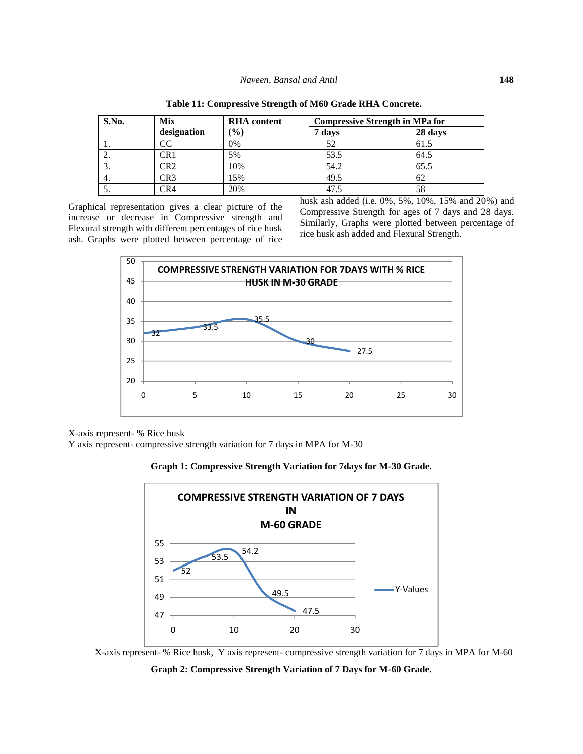**Table 11: Compressive Strength of M60 Grade RHA Concrete.**

| S.No. | Mix designation | RHA content (%) | Compressive Strength in MPa for | |
|---|---|---|---|---|
| | | | 7 days | 28 days |
| 1. | CC | 0% | 52 | 61.5 |
| 2. | CR1 | 5% | 53.5 | 64.5 |
| 3. | CR2 | 10% | 54.2 | 65.5 |
| 4. | CR3 | 15% | 49.5 | 62 |
| 5. | CR4 | 20% | 47.5 | 58 |

Graphical representation gives a clear picture of the increase or decrease in Compressive strength and Flexural strength with different percentages of rice husk ash. Graphs were plotted between percentage of rice husk ash added (i.e. 0%, 5%, 10%, 15% and 20%) and Compressive Strength for ages of 7 days and 28 days. Similarly, Graphs were plotted between percentage of rice husk ash added and Flexural Strength.

COMPRESSIVE STRENGTH VARIATION FOR 7DAYS WITH % RICE HUSK IN M-30 GRADE

50
45
40
35
30
25
20

0 5 10 15 20 25 30

32
33.5
35.5
30
27.5

X-axis represent- % Rice husk
Y axis represent- compressive strength variation for 7 days in MPA for M-30

**Graph 1: Compressive Strength Variation for 7days for M-30 Grade.**

COMPRESSIVE STRENGTH VARIATION OF 7 DAYS IN M-60 GRADE

55
53
51
49
47

0 10 20 30

52
53.5
54.2
49.5
47.5

Y-Values

X-axis represent- % Rice husk, Y axis represent- compressive strength variation for 7 days in MPA for M-60

**Graph 2: Compressive Strength Variation of 7 Days for M-60 Grade.**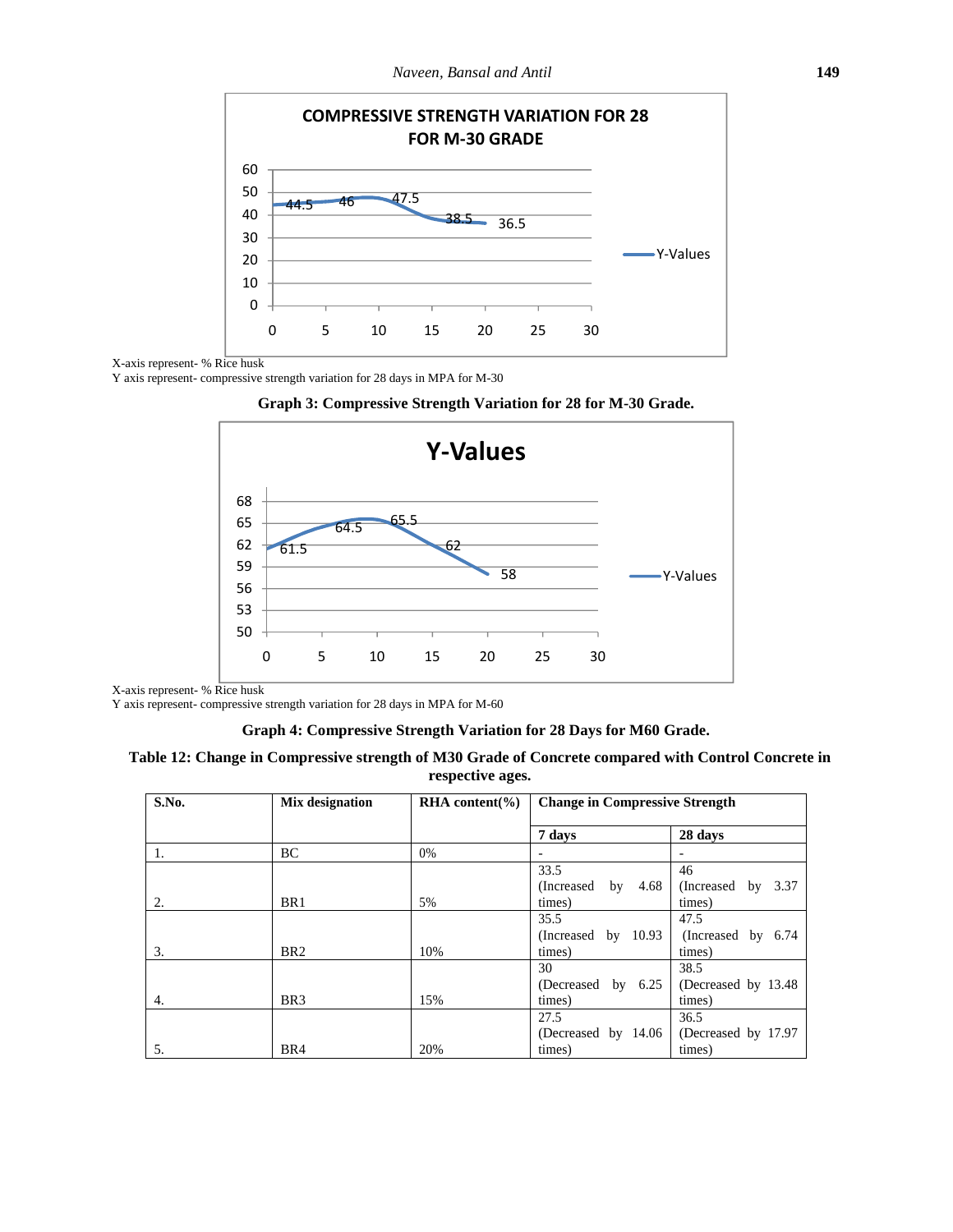COMPRESSIVE STRENGTH VARIATION FOR 28 FOR M-30 GRADE

60
50
40
30
20
10
0

0 5 10 15 20 25 30

44.5 46 47.5 38.5 36.5

Y-Values

X-axis represent- % Rice husk
Y axis represent- compressive strength variation for 28 days in MPA for M-30

**Graph 3: Compressive Strength Variation for 28 for M-30 Grade.**

Y-Values

68
65
62
59
56
53
50

0 5 10 15 20 25 30

61.5 64.5 65.5 62 58

Y-Values

X-axis represent- % Rice husk
Y axis represent- compressive strength variation for 28 days in MPA for M-60

**Graph 4: Compressive Strength Variation for 28 Days for M60 Grade.**

**Table 12: Change in Compressive strength of M30 Grade of Concrete compared with Control Concrete in respective ages.**

| S.No. | Mix designation | RHA content(%) | Change in Compressive Strength | |
|---|---|---|---|---|
| | | | 7 days | 28 days |
| 1. | BC | 0% | - | - |
| 2. | BR1 | 5% | 33.5 (Increased by 4.68 times) | 46 (Increased by 3.37 times) |
| 3. | BR2 | 10% | 35.5 (Increased by 10.93 times) | 47.5 (Increased by 6.74 times) |
| 4. | BR3 | 15% | 30 (Decreased by 6.25 times) | 38.5 (Decreased by 13.48 times) |
| 5. | BR4 | 20% | 27.5 (Decreased by 14.06 times) | 36.5 (Decreased by 17.97 times) |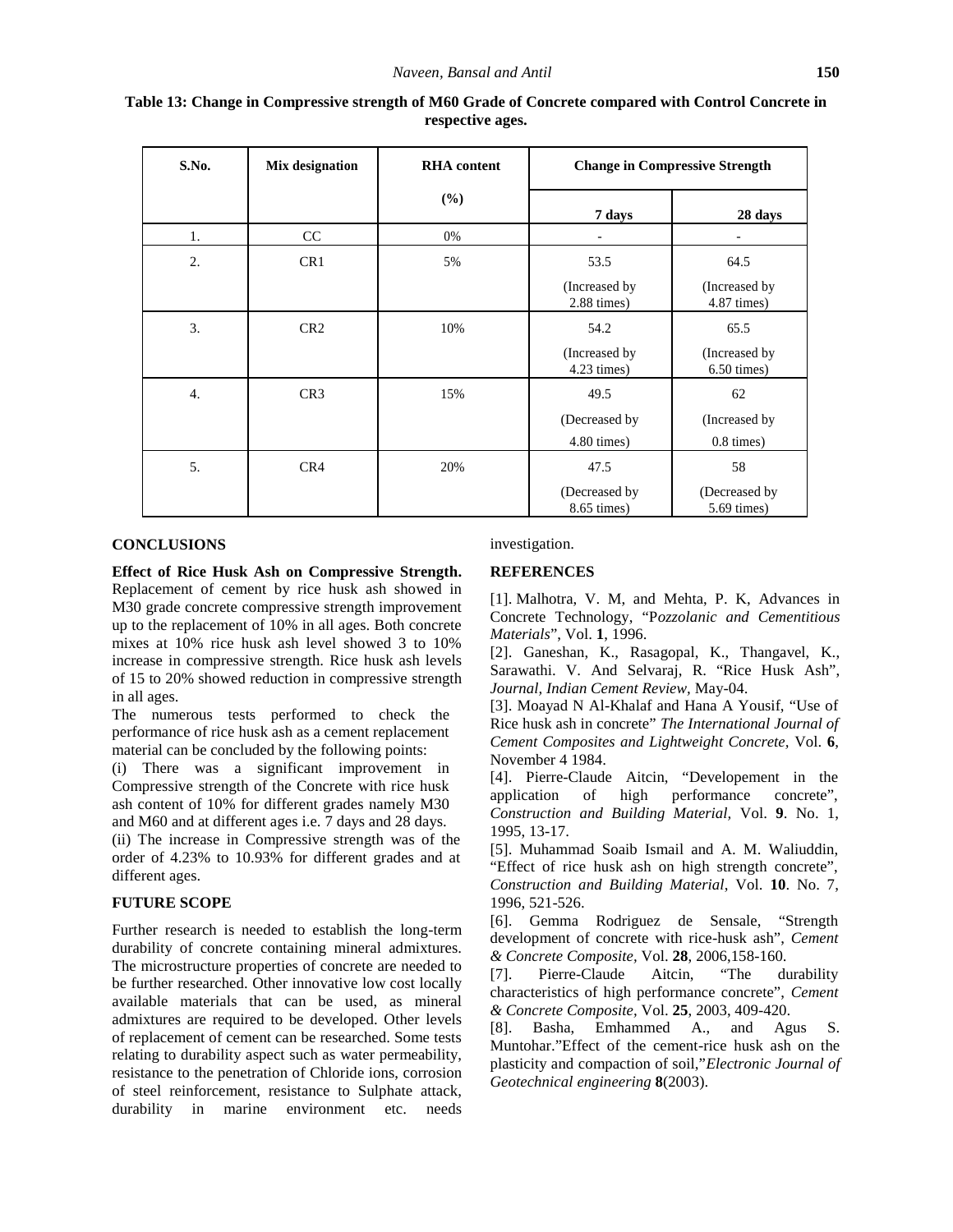**Table 13: Change in Compressive strength of M60 Grade of Concrete compared with Control Concrete in respective ages.**

| S.No. | Mix designation | RHA content | Change in Compressive Strength | |
|---|---|---|---|---|
| | | (%) | 7 days | 28 days |
| 1. | CC | 0% | - | - |
| 2. | CR1 | 5% | 53.5 (Increased by 2.88 times) | 64.5 (Increased by 4.87 times) |
| 3. | CR2 | 10% | 54.2 (Increased by 4.23 times) | 65.5 (Increased by 6.50 times) |
| 4. | CR3 | 15% | 49.5 (Decreased by 4.80 times) | 62 (Increased by 0.8 times) |
| 5. | CR4 | 20% | 47.5 (Decreased by 8.65 times) | 58 (Decreased by 5.69 times) |

## CONCLUSIONS

**Effect of Rice Husk Ash on Compressive Strength.** Replacement of cement by rice husk ash showed in M30 grade concrete compressive strength improvement up to the replacement of 10% in all ages. Both concrete mixes at 10% rice husk ash level showed 3 to 10% increase in compressive strength. Rice husk ash levels of 15 to 20% showed reduction in compressive strength in all ages.

The numerous tests performed to check the performance of rice husk ash as a cement replacement material can be concluded by the following points:

(i) There was a significant improvement in Compressive strength of the Concrete with rice husk ash content of 10% for different grades namely M30 and M60 and at different ages i.e. 7 days and 28 days.

(ii) The increase in Compressive strength was of the order of 4.23% to 10.93% for different grades and at different ages.

## FUTURE SCOPE

Further research is needed to establish the long-term durability of concrete containing mineral admixtures. The microstructure properties of concrete are needed to be further researched. Other innovative low cost locally available materials that can be used, as mineral admixtures are required to be developed. Other levels of replacement of cement can be researched. Some tests relating to durability aspect such as water permeability, resistance to the penetration of Chloride ions, corrosion of steel reinforcement, resistance to Sulphate attack, durability in marine environment etc. needs investigation.

## REFERENCES

[1]. Malhotra, V. M, and Mehta, P. K, Advances in Concrete Technology, "P*ozzolanic and Cementitious Materials*", Vol. **1**, 1996.

[2]. Ganeshan, K., Rasagopal, K., Thangavel, K., Sarawathi. V. And Selvaraj, R. "Rice Husk Ash", *Journal, Indian Cement Review,* May-04.

[3]. Moayad N Al-Khalaf and Hana A Yousif, "Use of Rice husk ash in concrete" *The International Journal of Cement Composites and Lightweight Concrete,* Vol. **6**, November 4 1984.

[4]. Pierre-Claude Aitcin, "Developement in the application of high performance concrete", *Construction and Building Material*, Vol. **9**. No. 1, 1995, 13-17.

[5]. Muhammad Soaib Ismail and A. M. Waliuddin, "Effect of rice husk ash on high strength concrete", *Construction and Building Material*, Vol. **10**. No. 7, 1996, 521-526.

[6]. Gemma Rodriguez de Sensale, "Strength development of concrete with rice-husk ash", *Cement & Concrete Composite*, Vol. **28**, 2006,158-160.

[7]. Pierre-Claude Aitcin, "The durability characteristics of high performance concrete", *Cement & Concrete Composite,* Vol. **25**, 2003, 409-420.

[8]. Basha, Emhammed A., and Agus S. Muntohar."Effect of the cement-rice husk ash on the plasticity and compaction of soil,"*Electronic Journal of Geotechnical engineering* **8**(2003).